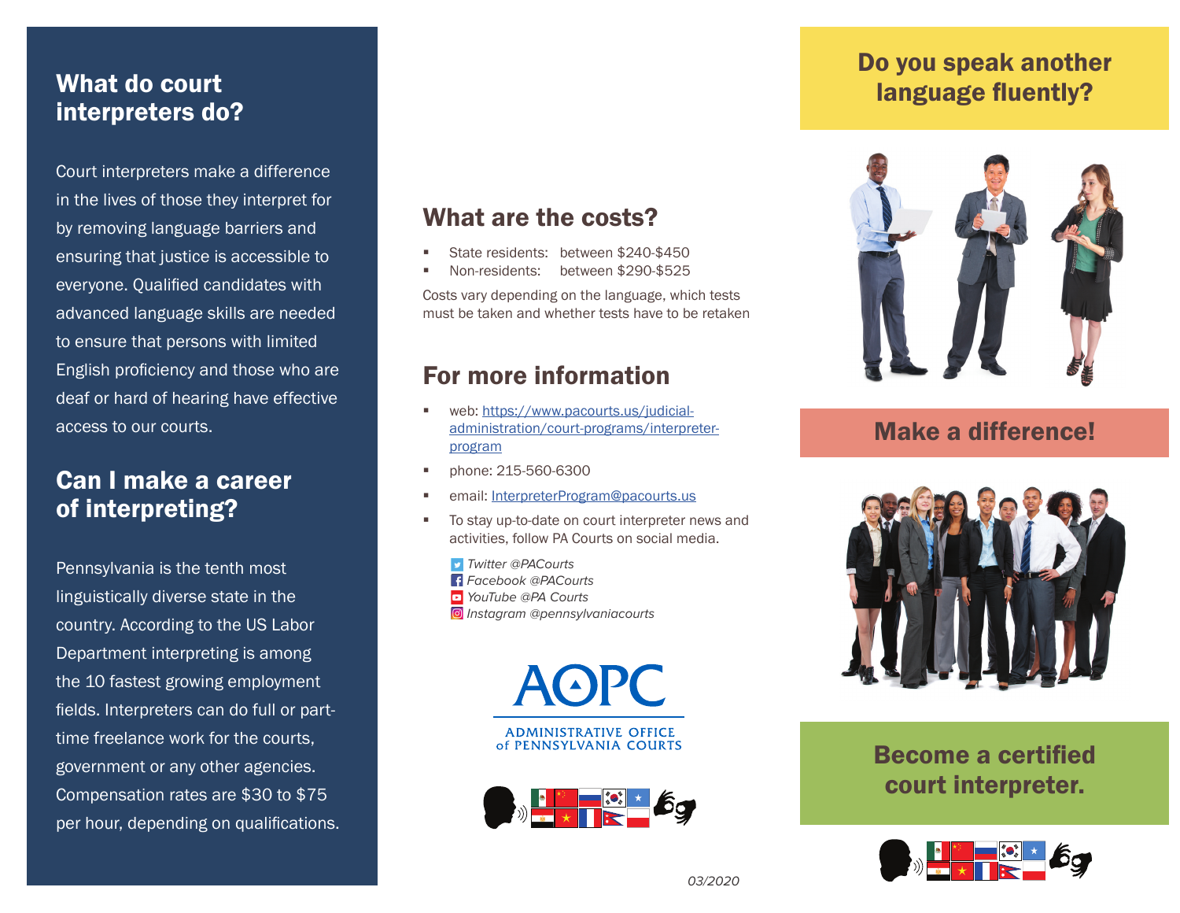## What do court interpreters do?

Court interpreters make a difference in the lives of those they interpret for by removing language barriers and ensuring that justice is accessible to everyone. Qualified candidates with advanced language skills are needed to ensure that persons with limited English proficiency and those who are deaf or hard of hearing have effective access to our courts.

## Can I make a career of interpreting?

Pennsylvania is the tenth most linguistically diverse state in the country. According to the US Labor Department interpreting is among the 10 fastest growing employment fields. Interpreters can do full or part-time freelance work for the courts, government or any other agencies. Compensation rates are $30 to $75 per hour, depending on qualifications.

## What are the costs?

- State residents: between $240-$450
- Non-residents: between $290-$525

Costs vary depending on the language, which tests must be taken and whether tests have to be retaken

## For more information

- web: https://www.pacourts.us/judicial-administration/court-programs/interpreter-program
- phone: 215-560-6300
- email: InterpreterProgram@pacourts.us
- To stay up-to-date on court interpreter news and activities, follow PA Courts on social media.

*Twitter @PACourts*
*Facebook @PACourts*
*YouTube @PA Courts*
*Instagram @pennsylvaniacourts*

AOPC
ADMINISTRATIVE OFFICE of PENNSYLVANIA COURTS

03/2020

## Do you speak another language fluently?

## Make a difference!

## Become a certified court interpreter.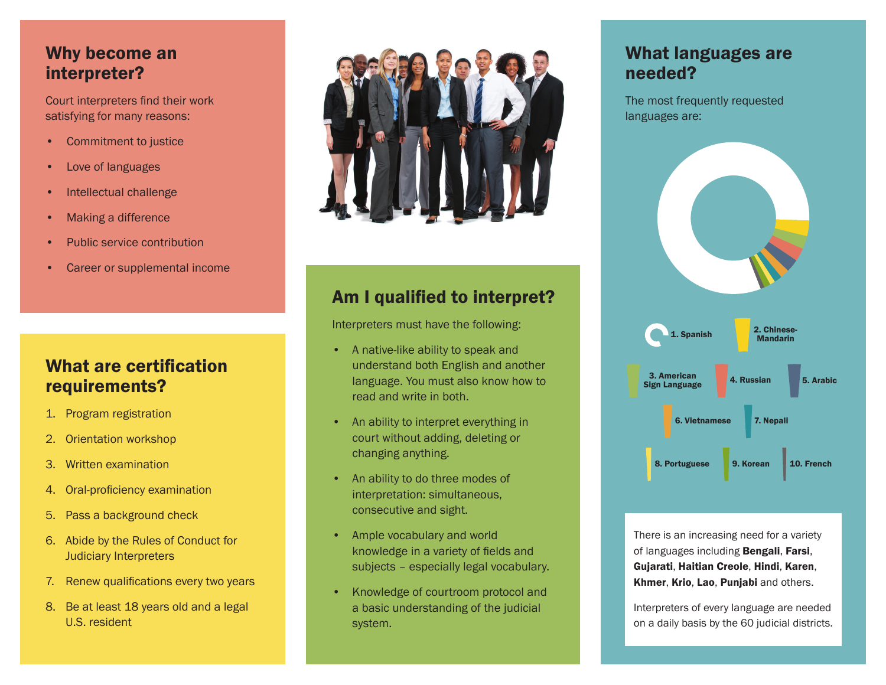## Why become an interpreter?

Court interpreters find their work satisfying for many reasons:

- Commitment to justice
- Love of languages
- Intellectual challenge
- Making a difference
- Public service contribution
- Career or supplemental income

## What are certification requirements?

1. Program registration
2. Orientation workshop
3. Written examination
4. Oral-proficiency examination
5. Pass a background check
6. Abide by the Rules of Conduct for Judiciary Interpreters
7. Renew qualifications every two years
8. Be at least 18 years old and a legal U.S. resident

## Am I qualified to interpret?

Interpreters must have the following:

- A native-like ability to speak and understand both English and another language. You must also know how to read and write in both.
- An ability to interpret everything in court without adding, deleting or changing anything.
- An ability to do three modes of interpretation: simultaneous, consecutive and sight.
- Ample vocabulary and world knowledge in a variety of fields and subjects – especially legal vocabulary.
- Knowledge of courtroom protocol and a basic understanding of the judicial system.

## What languages are needed?

The most frequently requested languages are:

1. Spanish
2. Chinese-Mandarin
3. American Sign Language
4. Russian
5. Arabic
6. Vietnamese
7. Nepali
8. Portuguese
9. Korean
10. French

There is an increasing need for a variety of languages including **Bengali**, **Farsi**, **Gujarati**, **Haitian Creole**, **Hindi**, **Karen**, **Khmer**, **Krio**, **Lao**, **Punjabi** and others.

Interpreters of every language are needed on a daily basis by the 60 judicial districts.